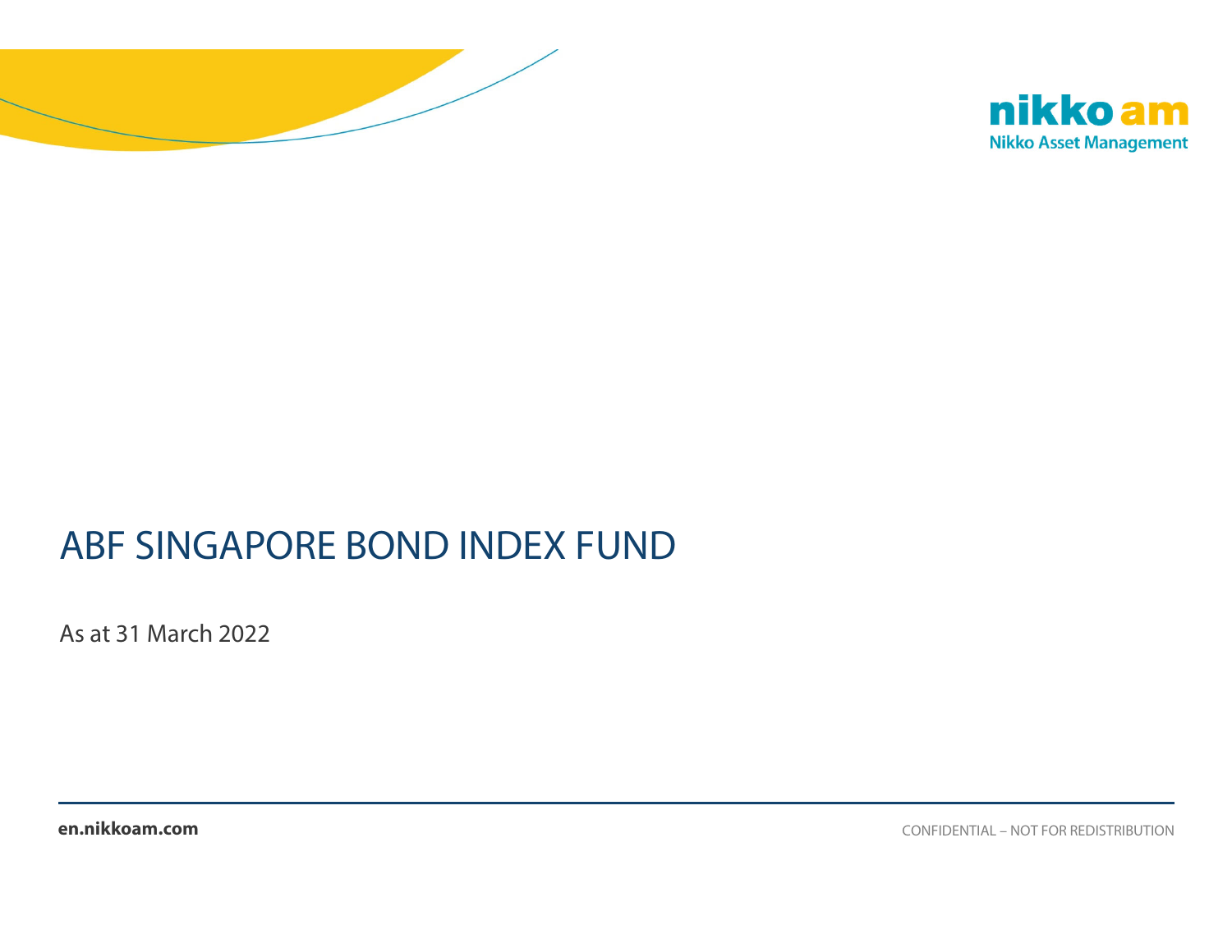nikko am
Nikko Asset Management

# ABF SINGAPORE BOND INDEX FUND

As at 31 March 2022

**en.nikkoam.com**

CONFIDENTIAL – NOT FOR REDISTRIBUTION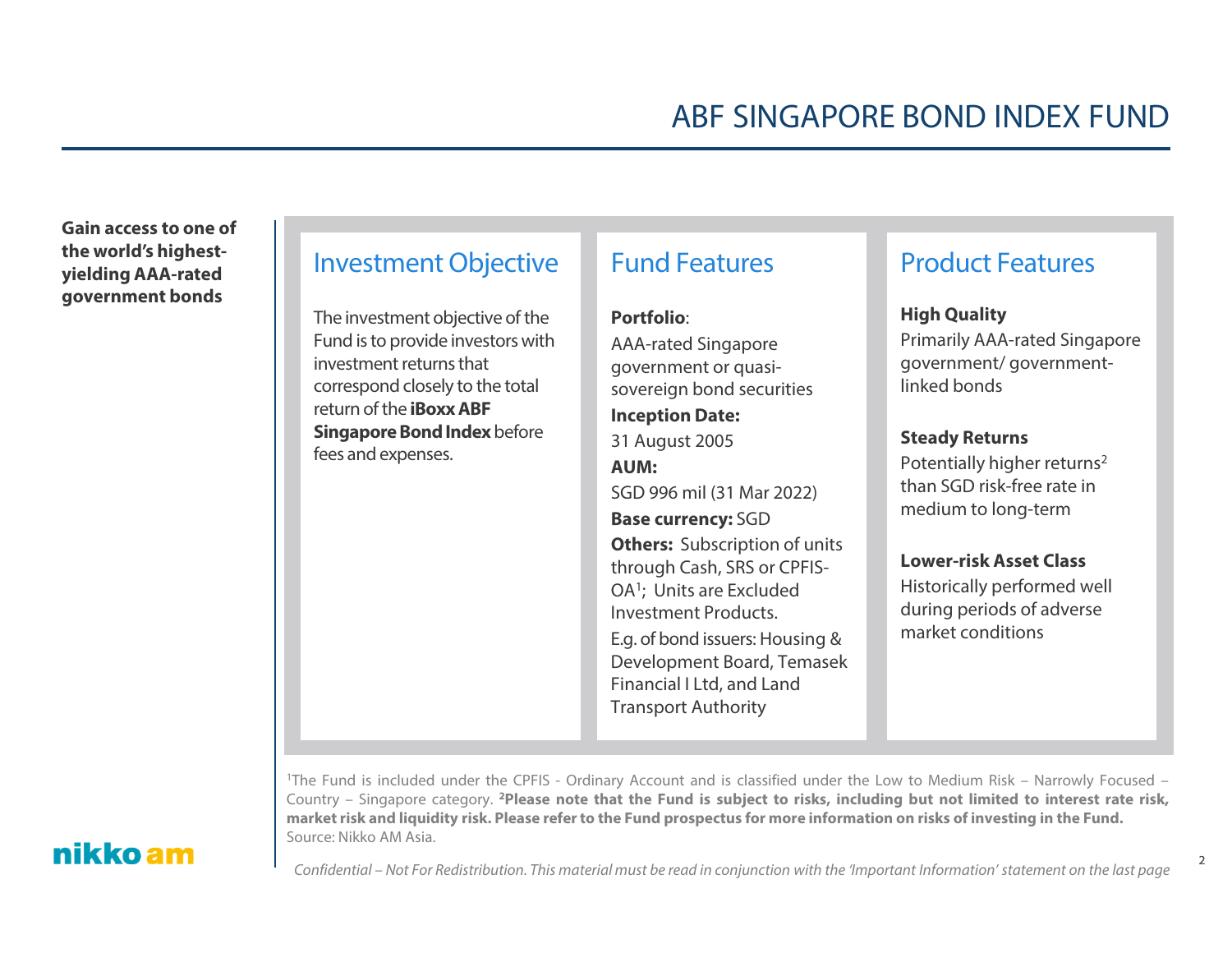# ABF SINGAPORE BOND INDEX FUND

**Gain access to one of the world's highest-yielding AAA-rated government bonds**

## Investment Objective

The investment objective of the Fund is to provide investors with investment returns that correspond closely to the total return of the **iBoxx ABF Singapore Bond Index** before fees and expenses.

## Fund Features

**Portfolio**:
AAA-rated Singapore government or quasi-sovereign bond securities

**Inception Date:**
31 August 2005

**AUM:**
SGD 996 mil (31 Mar 2022)

**Base currency:** SGD

**Others:** Subscription of units through Cash, SRS or CPFIS-OA[1]; Units are Excluded Investment Products.

E.g. of bond issuers: Housing & Development Board, Temasek Financial I Ltd, and Land Transport Authority

## Product Features

**High Quality**
Primarily AAA-rated Singapore government/ government-linked bonds

**Steady Returns**
Potentially higher returns[2] than SGD risk-free rate in medium to long-term

**Lower-risk Asset Class**
Historically performed well during periods of adverse market conditions

[1]The Fund is included under the CPFIS - Ordinary Account and is classified under the Low to Medium Risk – Narrowly Focused – Country – Singapore category. [2]**Please note that the Fund is subject to risks, including but not limited to interest rate risk, market risk and liquidity risk. Please refer to the Fund prospectus for more information on risks of investing in the Fund.**
Source: Nikko AM Asia.

*Confidential – Not For Redistribution. This material must be read in conjunction with the 'Important Information' statement on the last page*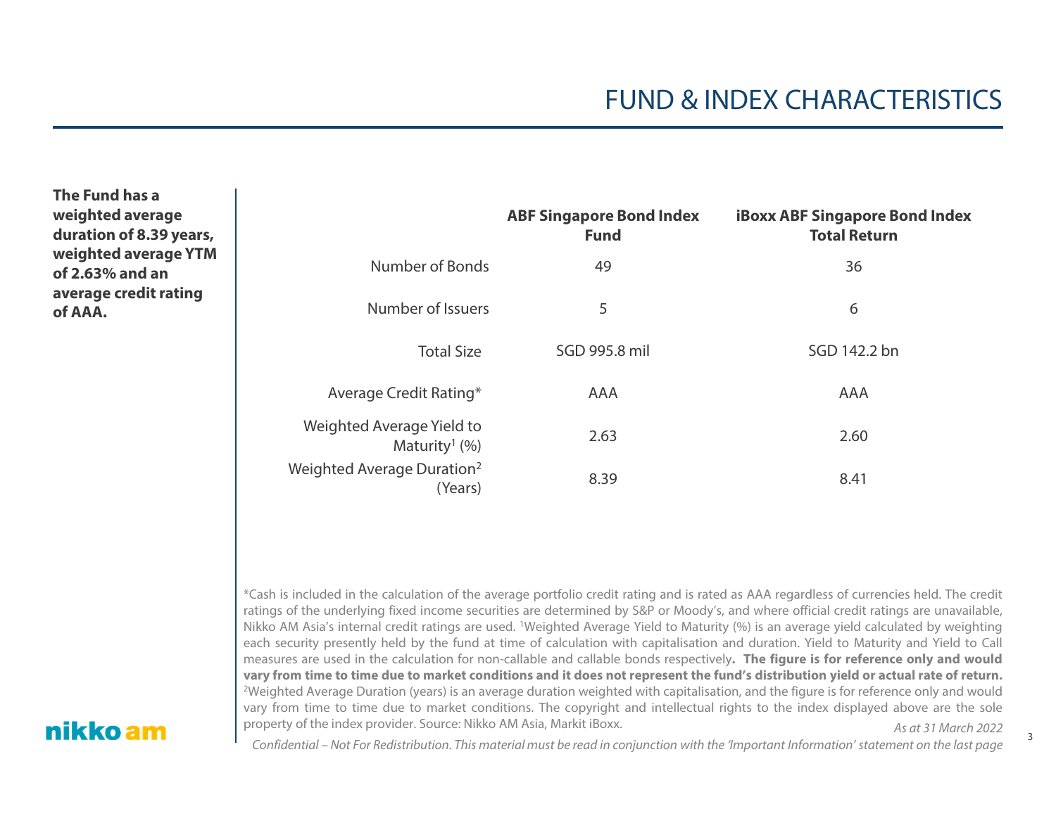# FUND & INDEX CHARACTERISTICS

**The Fund has a weighted average duration of 8.39 years, weighted average YTM of 2.63% and an average credit rating of AAA.**

| | ABF Singapore Bond Index Fund | iBoxx ABF Singapore Bond Index Total Return |
|---|---|---|
| Number of Bonds | 49 | 36 |
| Number of Issuers | 5 | 6 |
| Total Size | SGD 995.8 mil | SGD 142.2 bn |
| Average Credit Rating* | AAA | AAA |
| Weighted Average Yield to Maturity[1] (%) | 2.63 | 2.60 |
| Weighted Average Duration[2] (Years) | 8.39 | 8.41 |

*Cash is included in the calculation of the average portfolio credit rating and is rated as AAA regardless of currencies held. The credit ratings of the underlying fixed income securities are determined by S&P or Moody's, and where official credit ratings are unavailable, Nikko AM Asia's internal credit ratings are used. [1]Weighted Average Yield to Maturity (%) is an average yield calculated by weighting each security presently held by the fund at time of calculation with capitalisation and duration. Yield to Maturity and Yield to Call measures are used in the calculation for non-callable and callable bonds respectively**. The figure is for reference only and would vary from time to time due to market conditions and it does not represent the fund's distribution yield or actual rate of return.** [2]Weighted Average Duration (years) is an average duration weighted with capitalisation, and the figure is for reference only and would vary from time to time due to market conditions. The copyright and intellectual rights to the index displayed above are the sole property of the index provider. Source: Nikko AM Asia, Markit iBoxx.

*As at 31 March 2022*

*Confidential – Not For Redistribution. This material must be read in conjunction with the 'Important Information' statement on the last page*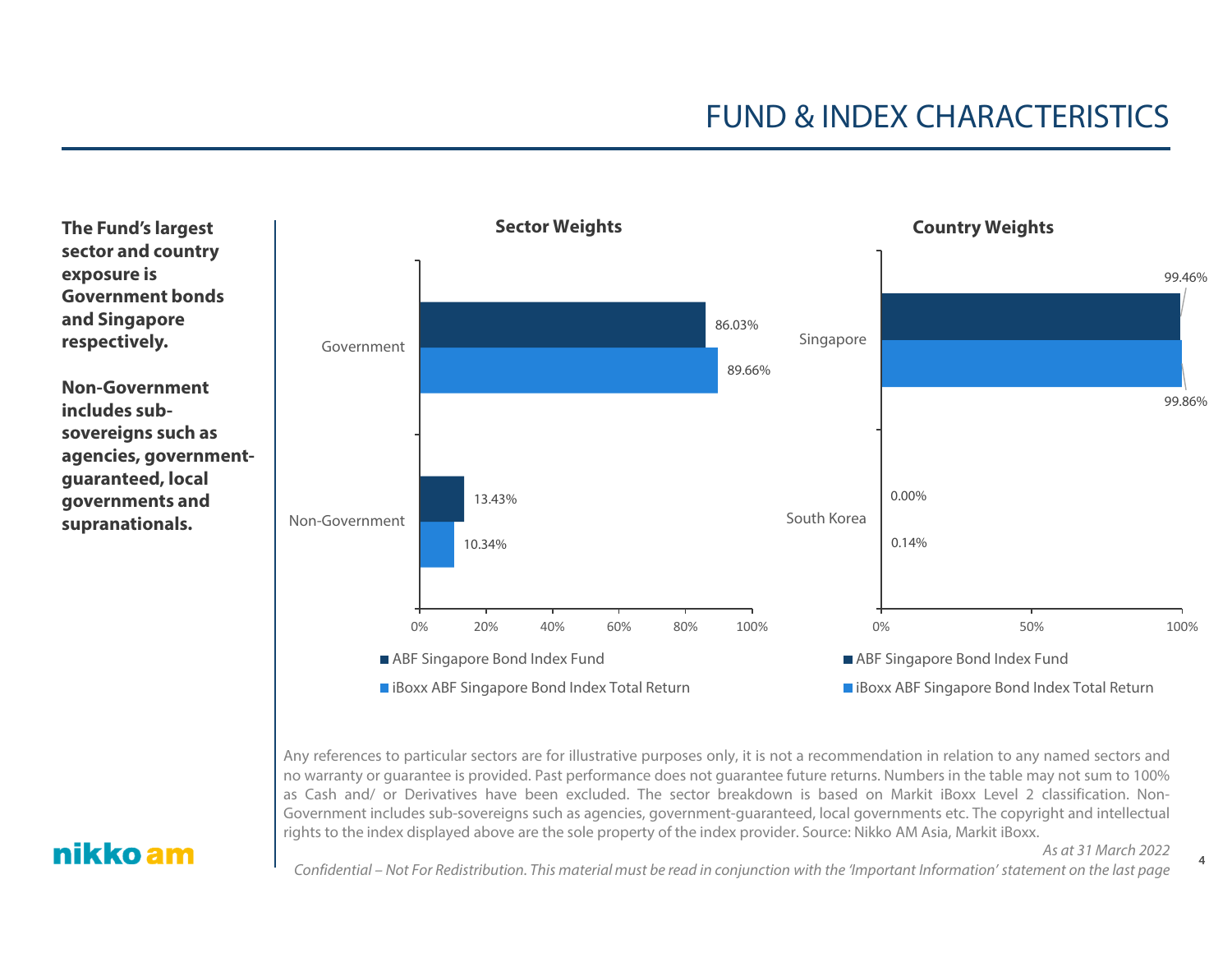# FUND & INDEX CHARACTERISTICS

**The Fund's largest sector and country exposure is Government bonds and Singapore respectively.**

**Non-Government includes sub-sovereigns such as agencies, government-guaranteed, local governments and supranationals.**

### Sector Weights

| Sector | ABF Singapore Bond Index Fund | iBoxx ABF Singapore Bond Index Total Return |
|---|---|---|
| Government | 86.03% | 89.66% |
| Non-Government | 13.43% | 10.34% |

### Country Weights

| Country | ABF Singapore Bond Index Fund | iBoxx ABF Singapore Bond Index Total Return |
|---|---|---|
| Singapore | 99.46% | 99.86% |
| South Korea | 0.00% | 0.14% |

Any references to particular sectors are for illustrative purposes only, it is not a recommendation in relation to any named sectors and no warranty or guarantee is provided. Past performance does not guarantee future returns. Numbers in the table may not sum to 100% as Cash and/ or Derivatives have been excluded. The sector breakdown is based on Markit iBoxx Level 2 classification. Non-Government includes sub-sovereigns such as agencies, government-guaranteed, local governments etc. The copyright and intellectual rights to the index displayed above are the sole property of the index provider. Source: Nikko AM Asia, Markit iBoxx.

*As at 31 March 2022*

*Confidential – Not For Redistribution. This material must be read in conjunction with the 'Important Information' statement on the last page*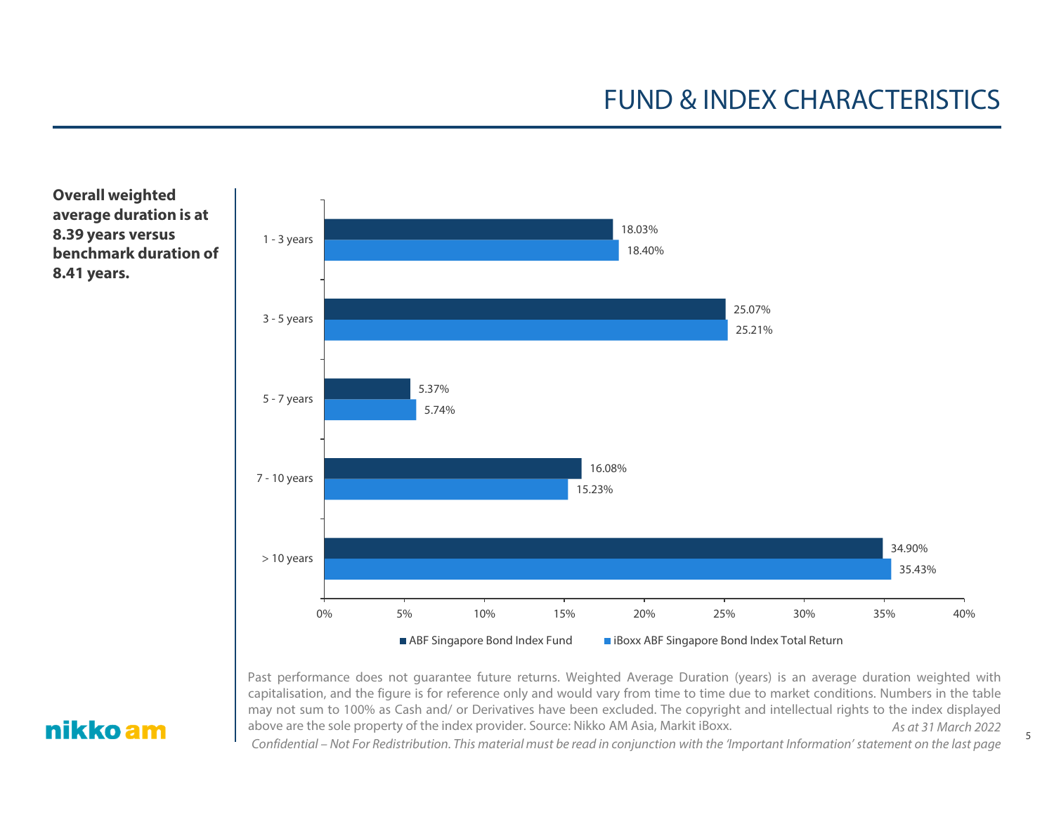# FUND & INDEX CHARACTERISTICS

**Overall weighted average duration is at 8.39 years versus benchmark duration of 8.41 years.**

| Duration | ABF Singapore Bond Index Fund | iBoxx ABF Singapore Bond Index Total Return |
|---|---|---|
| 1 - 3 years | 18.03% | 18.40% |
| 3 - 5 years | 25.07% | 25.21% |
| 5 - 7 years | 5.37% | 5.74% |
| 7 - 10 years | 16.08% | 15.23% |
| > 10 years | 34.90% | 35.43% |

Past performance does not guarantee future returns. Weighted Average Duration (years) is an average duration weighted with capitalisation, and the figure is for reference only and would vary from time to time due to market conditions. Numbers in the table may not sum to 100% as Cash and/ or Derivatives have been excluded. The copyright and intellectual rights to the index displayed above are the sole property of the index provider. Source: Nikko AM Asia, Markit iBoxx.

*As at 31 March 2022*

*Confidential – Not For Redistribution. This material must be read in conjunction with the 'Important Information' statement on the last page*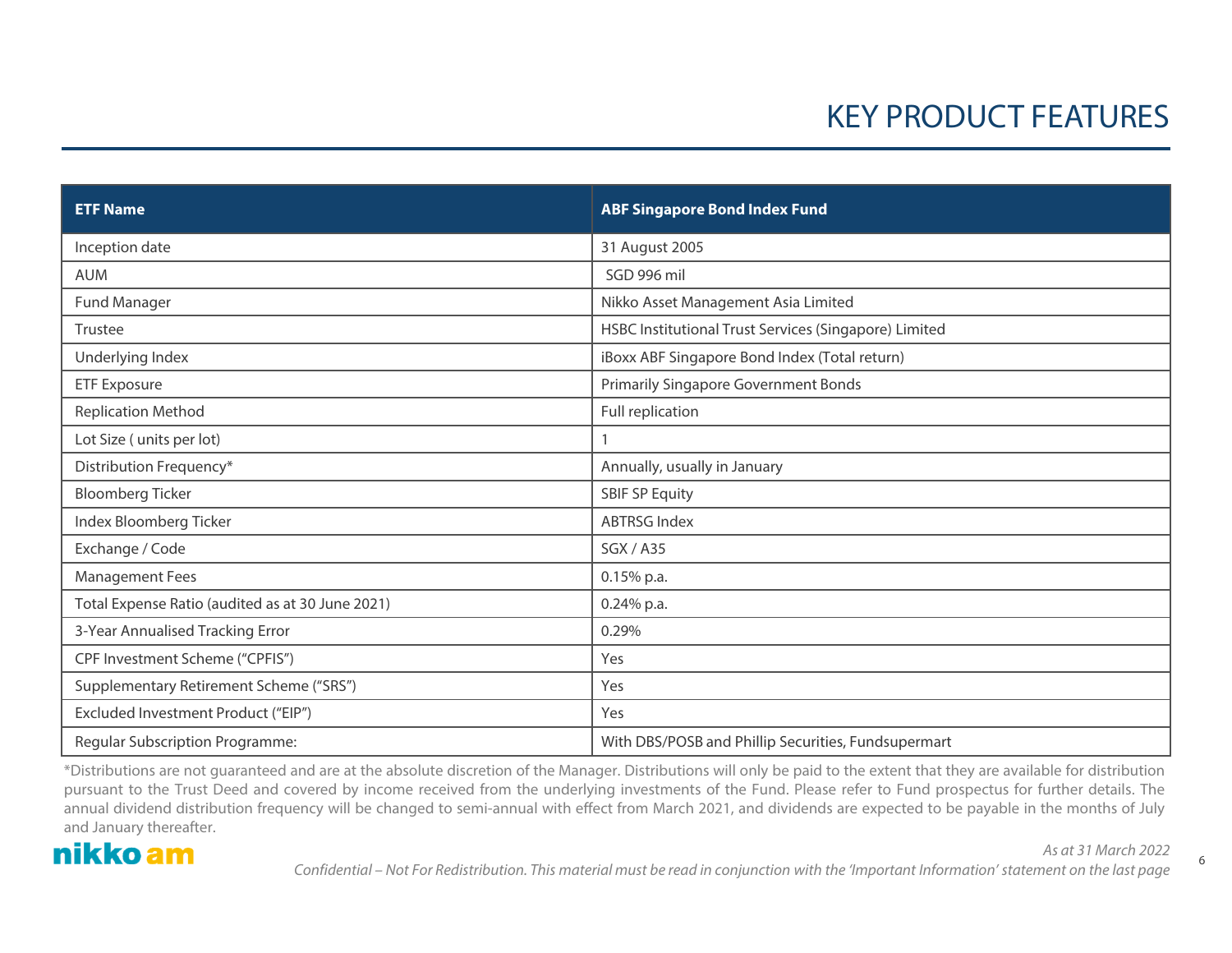# KEY PRODUCT FEATURES

| ETF Name | ABF Singapore Bond Index Fund |
|---|---|
| Inception date | 31 August 2005 |
| AUM | SGD 996 mil |
| Fund Manager | Nikko Asset Management Asia Limited |
| Trustee | HSBC Institutional Trust Services (Singapore) Limited |
| Underlying Index | iBoxx ABF Singapore Bond Index (Total return) |
| ETF Exposure | Primarily Singapore Government Bonds |
| Replication Method | Full replication |
| Lot Size ( units per lot) | 1 |
| Distribution Frequency* | Annually, usually in January |
| Bloomberg Ticker | SBIF SP Equity |
| Index Bloomberg Ticker | ABTRSG Index |
| Exchange / Code | SGX / A35 |
| Management Fees | 0.15% p.a. |
| Total Expense Ratio (audited as at 30 June 2021) | 0.24% p.a. |
| 3-Year Annualised Tracking Error | 0.29% |
| CPF Investment Scheme ("CPFIS") | Yes |
| Supplementary Retirement Scheme ("SRS") | Yes |
| Excluded Investment Product ("EIP") | Yes |
| Regular Subscription Programme: | With DBS/POSB and Phillip Securities, Fundsupermart |

*Distributions are not guaranteed and are at the absolute discretion of the Manager. Distributions will only be paid to the extent that they are available for distribution pursuant to the Trust Deed and covered by income received from the underlying investments of the Fund. Please refer to Fund prospectus for further details. The annual dividend distribution frequency will be changed to semi-annual with effect from March 2021, and dividends are expected to be payable in the months of July and January thereafter.

*As at 31 March 2022*

*Confidential – Not For Redistribution. This material must be read in conjunction with the 'Important Information' statement on the last page*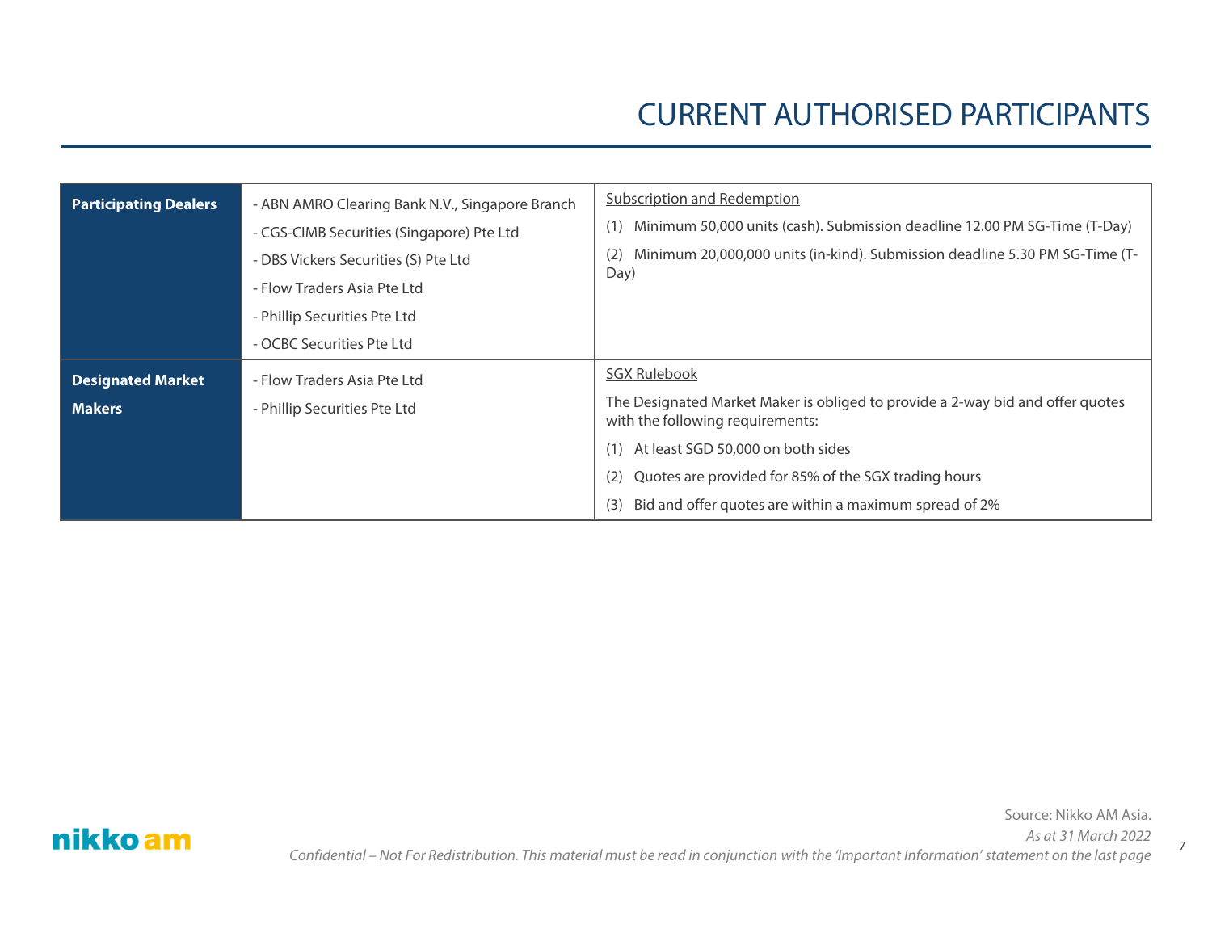# CURRENT AUTHORISED PARTICIPANTS

| | | |
|---|---|---|
| **Participating Dealers** | - ABN AMRO Clearing Bank N.V., Singapore Branch<br>- CGS-CIMB Securities (Singapore) Pte Ltd<br>- DBS Vickers Securities (S) Pte Ltd<br>- Flow Traders Asia Pte Ltd<br>- Phillip Securities Pte Ltd<br>- OCBC Securities Pte Ltd | Subscription and Redemption<br>(1) Minimum 50,000 units (cash). Submission deadline 12.00 PM SG-Time (T-Day)<br>(2) Minimum 20,000,000 units (in-kind). Submission deadline 5.30 PM SG-Time (T-Day) |
| **Designated Market Makers** | - Flow Traders Asia Pte Ltd<br>- Phillip Securities Pte Ltd | SGX Rulebook<br>The Designated Market Maker is obliged to provide a 2-way bid and offer quotes with the following requirements:<br>(1) At least SGD 50,000 on both sides<br>(2) Quotes are provided for 85% of the SGX trading hours<br>(3) Bid and offer quotes are within a maximum spread of 2% |

Source: Nikko AM Asia.

*As at 31 March 2022*

*Confidential – Not For Redistribution. This material must be read in conjunction with the 'Important Information' statement on the last page*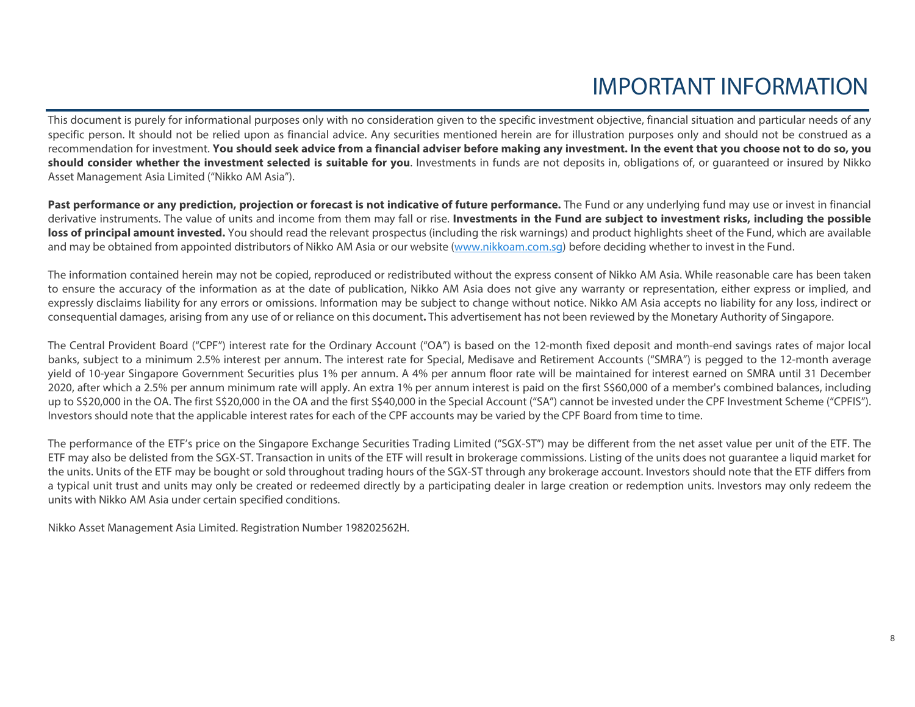# IMPORTANT INFORMATION

This document is purely for informational purposes only with no consideration given to the specific investment objective, financial situation and particular needs of any specific person. It should not be relied upon as financial advice. Any securities mentioned herein are for illustration purposes only and should not be construed as a recommendation for investment. **You should seek advice from a financial adviser before making any investment. In the event that you choose not to do so, you should consider whether the investment selected is suitable for you**. Investments in funds are not deposits in, obligations of, or guaranteed or insured by Nikko Asset Management Asia Limited ("Nikko AM Asia").

**Past performance or any prediction, projection or forecast is not indicative of future performance.** The Fund or any underlying fund may use or invest in financial derivative instruments. The value of units and income from them may fall or rise. **Investments in the Fund are subject to investment risks, including the possible loss of principal amount invested.** You should read the relevant prospectus (including the risk warnings) and product highlights sheet of the Fund, which are available and may be obtained from appointed distributors of Nikko AM Asia or our website ([www.nikkoam.com.sg](http://www.nikkoam.com.sg)) before deciding whether to invest in the Fund.

The information contained herein may not be copied, reproduced or redistributed without the express consent of Nikko AM Asia. While reasonable care has been taken to ensure the accuracy of the information as at the date of publication, Nikko AM Asia does not give any warranty or representation, either express or implied, and expressly disclaims liability for any errors or omissions. Information may be subject to change without notice. Nikko AM Asia accepts no liability for any loss, indirect or consequential damages, arising from any use of or reliance on this document**.** This advertisement has not been reviewed by the Monetary Authority of Singapore.

The Central Provident Board ("CPF") interest rate for the Ordinary Account ("OA") is based on the 12-month fixed deposit and month-end savings rates of major local banks, subject to a minimum 2.5% interest per annum. The interest rate for Special, Medisave and Retirement Accounts ("SMRA") is pegged to the 12-month average yield of 10-year Singapore Government Securities plus 1% per annum. A 4% per annum floor rate will be maintained for interest earned on SMRA until 31 December 2020, after which a 2.5% per annum minimum rate will apply. An extra 1% per annum interest is paid on the first S$60,000 of a member's combined balances, including up to S$20,000 in the OA. The first S$20,000 in the OA and the first S$40,000 in the Special Account ("SA") cannot be invested under the CPF Investment Scheme ("CPFIS"). Investors should note that the applicable interest rates for each of the CPF accounts may be varied by the CPF Board from time to time.

The performance of the ETF's price on the Singapore Exchange Securities Trading Limited ("SGX-ST") may be different from the net asset value per unit of the ETF. The ETF may also be delisted from the SGX-ST. Transaction in units of the ETF will result in brokerage commissions. Listing of the units does not guarantee a liquid market for the units. Units of the ETF may be bought or sold throughout trading hours of the SGX-ST through any brokerage account. Investors should note that the ETF differs from a typical unit trust and units may only be created or redeemed directly by a participating dealer in large creation or redemption units. Investors may only redeem the units with Nikko AM Asia under certain specified conditions.

Nikko Asset Management Asia Limited. Registration Number 198202562H.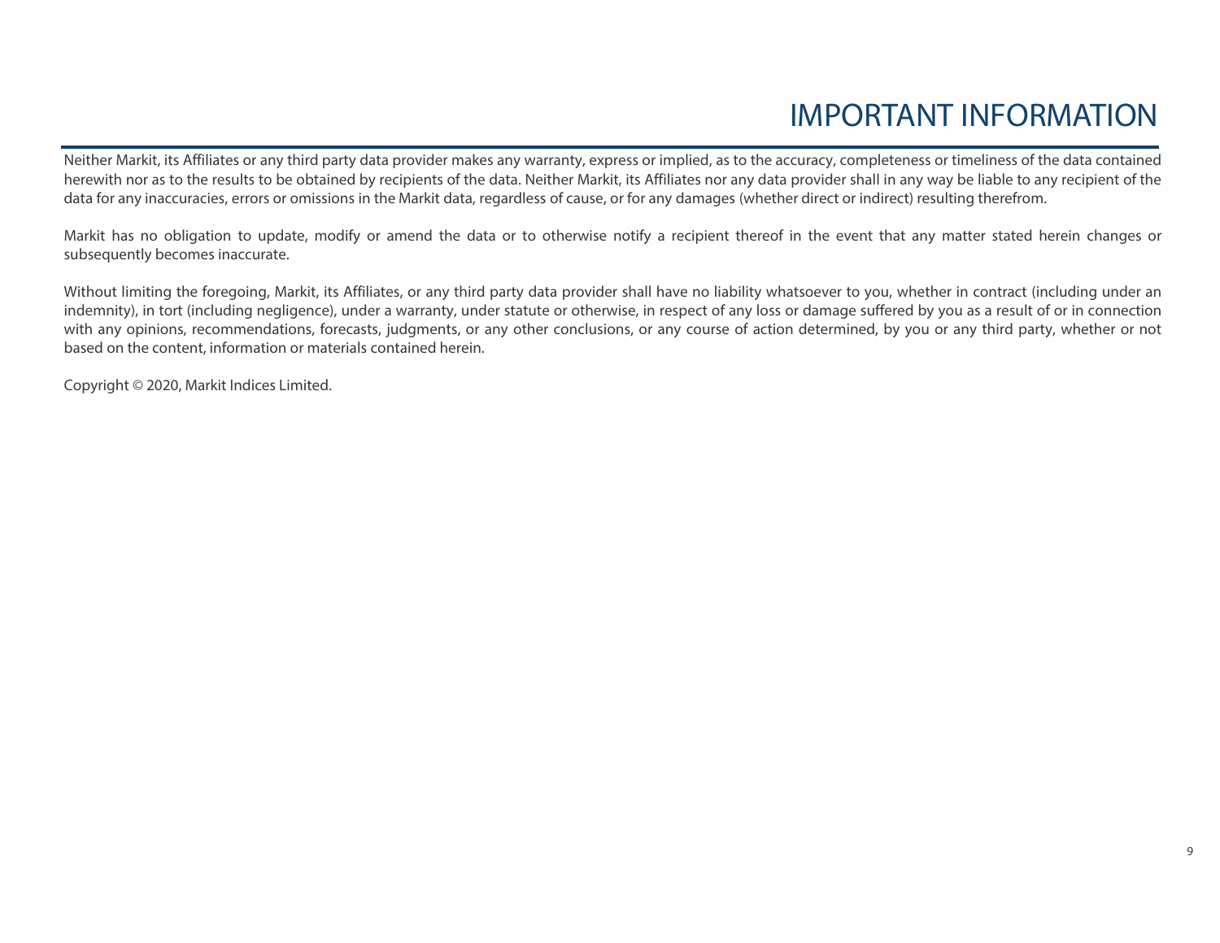# IMPORTANT INFORMATION

Neither Markit, its Affiliates or any third party data provider makes any warranty, express or implied, as to the accuracy, completeness or timeliness of the data contained herewith nor as to the results to be obtained by recipients of the data. Neither Markit, its Affiliates nor any data provider shall in any way be liable to any recipient of the data for any inaccuracies, errors or omissions in the Markit data, regardless of cause, or for any damages (whether direct or indirect) resulting therefrom.

Markit has no obligation to update, modify or amend the data or to otherwise notify a recipient thereof in the event that any matter stated herein changes or subsequently becomes inaccurate.

Without limiting the foregoing, Markit, its Affiliates, or any third party data provider shall have no liability whatsoever to you, whether in contract (including under an indemnity), in tort (including negligence), under a warranty, under statute or otherwise, in respect of any loss or damage suffered by you as a result of or in connection with any opinions, recommendations, forecasts, judgments, or any other conclusions, or any course of action determined, by you or any third party, whether or not based on the content, information or materials contained herein.

Copyright © 2020, Markit Indices Limited.